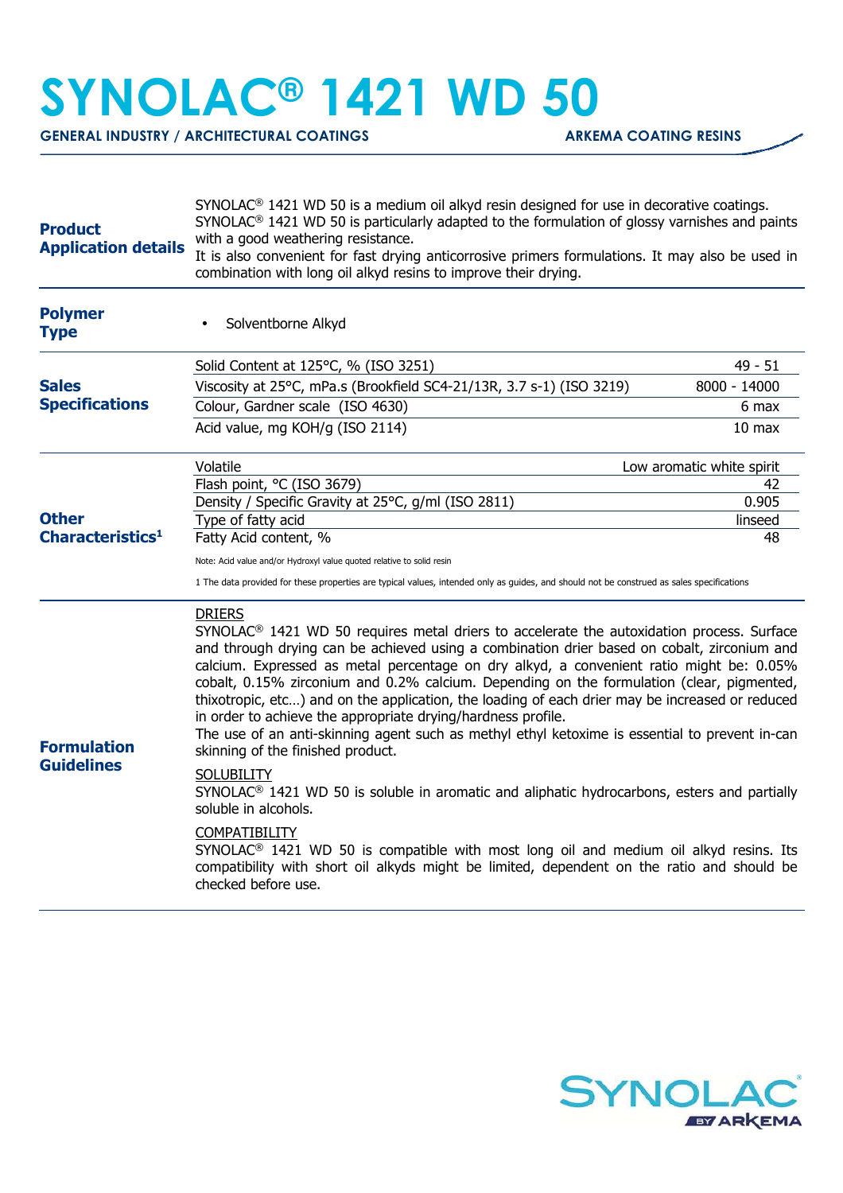# SYNOLAC® 1421 WD 50

**GENERAL INDUSTRY / ARCHITECTURAL COATINGS** **ARKEMA COATING RESINS**

## Product Application details

SYNOLAC® 1421 WD 50 is a medium oil alkyd resin designed for use in decorative coatings. SYNOLAC® 1421 WD 50 is particularly adapted to the formulation of glossy varnishes and paints with a good weathering resistance.
It is also convenient for fast drying anticorrosive primers formulations. It may also be used in combination with long oil alkyd resins to improve their drying.

## Polymer Type

- Solventborne Alkyd

## Sales Specifications

| Property | Value |
|---|---|
| Solid Content at 125°C, % (ISO 3251) | 49 - 51 |
| Viscosity at 25°C, mPa.s (Brookfield SC4-21/13R, 3.7 s-1) (ISO 3219) | 8000 - 14000 |
| Colour, Gardner scale (ISO 4630) | 6 max |
| Acid value, mg KOH/g (ISO 2114) | 10 max |

## Other Characteristics[1]

| Property | Value |
|---|---|
| Volatile | Low aromatic white spirit |
| Flash point, °C (ISO 3679) | 42 |
| Density / Specific Gravity at 25°C, g/ml (ISO 2811) | 0.905 |
| Type of fatty acid | linseed |
| Fatty Acid content, % | 48 |

Note: Acid value and/or Hydroxyl value quoted relative to solid resin

1 The data provided for these properties are typical values, intended only as guides, and should not be construed as sales specifications

## Formulation Guidelines

DRIERS

SYNOLAC® 1421 WD 50 requires metal driers to accelerate the autoxidation process. Surface and through drying can be achieved using a combination drier based on cobalt, zirconium and calcium. Expressed as metal percentage on dry alkyd, a convenient ratio might be: 0.05% cobalt, 0.15% zirconium and 0.2% calcium. Depending on the formulation (clear, pigmented, thixotropic, etc…) and on the application, the loading of each drier may be increased or reduced in order to achieve the appropriate drying/hardness profile.
The use of an anti-skinning agent such as methyl ethyl ketoxime is essential to prevent in-can skinning of the finished product.

SOLUBILITY

SYNOLAC® 1421 WD 50 is soluble in aromatic and aliphatic hydrocarbons, esters and partially soluble in alcohols.

COMPATIBILITY

SYNOLAC® 1421 WD 50 is compatible with most long oil and medium oil alkyd resins. Its compatibility with short oil alkyds might be limited, dependent on the ratio and should be checked before use.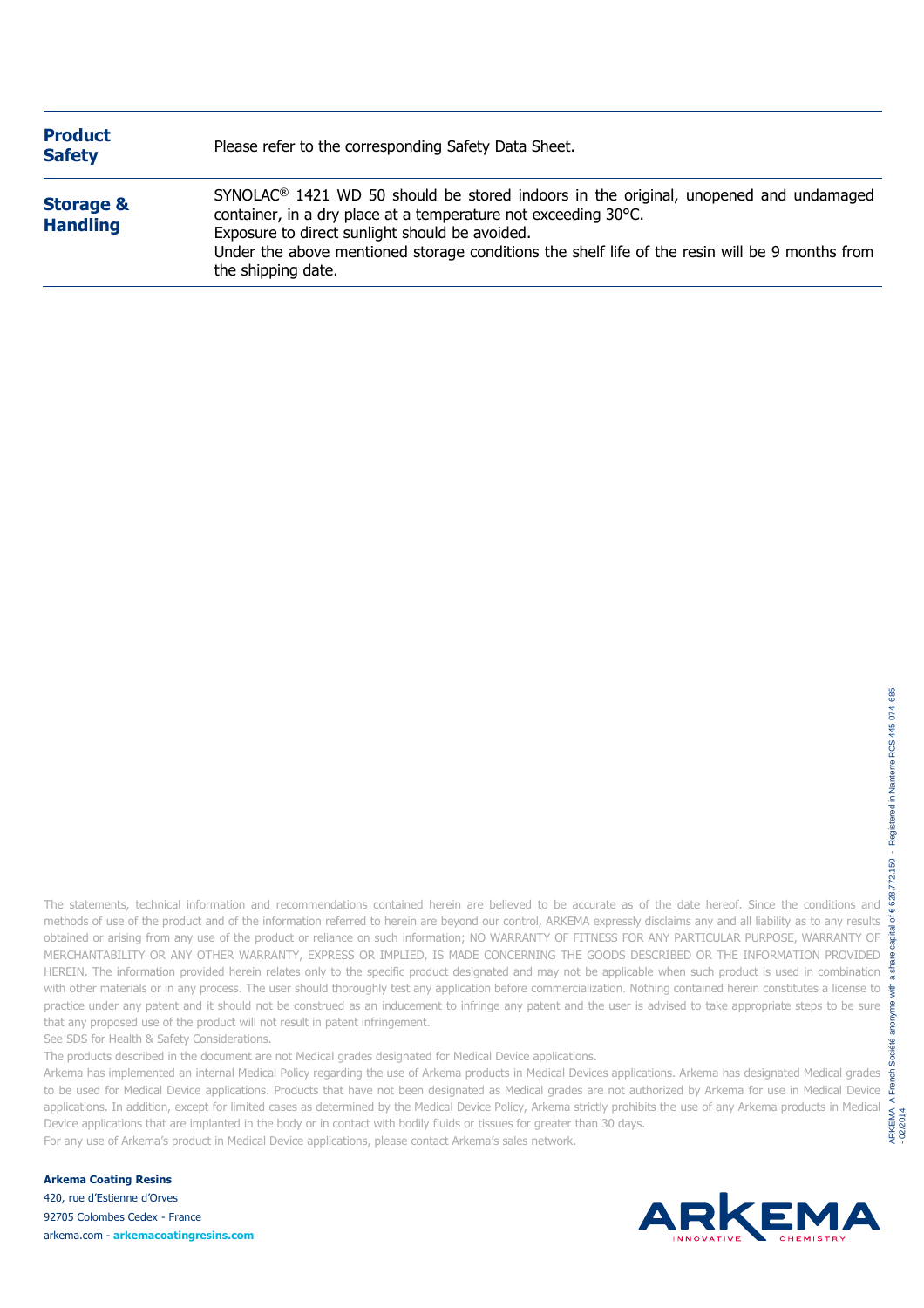| | |
|---|---|
| **Product Safety** | Please refer to the corresponding Safety Data Sheet. |
| **Storage & Handling** | SYNOLAC® 1421 WD 50 should be stored indoors in the original, unopened and undamaged container, in a dry place at a temperature not exceeding 30°C.<br>Exposure to direct sunlight should be avoided.<br>Under the above mentioned storage conditions the shelf life of the resin will be 9 months from the shipping date. |

The statements, technical information and recommendations contained herein are believed to be accurate as of the date hereof. Since the conditions and methods of use of the product and of the information referred to herein are beyond our control, ARKEMA expressly disclaims any and all liability as to any results obtained or arising from any use of the product or reliance on such information; NO WARRANTY OF FITNESS FOR ANY PARTICULAR PURPOSE, WARRANTY OF MERCHANTABILITY OR ANY OTHER WARRANTY, EXPRESS OR IMPLIED, IS MADE CONCERNING THE GOODS DESCRIBED OR THE INFORMATION PROVIDED HEREIN. The information provided herein relates only to the specific product designated and may not be applicable when such product is used in combination with other materials or in any process. The user should thoroughly test any application before commercialization. Nothing contained herein constitutes a license to practice under any patent and it should not be construed as an inducement to infringe any patent and the user is advised to take appropriate steps to be sure that any proposed use of the product will not result in patent infringement.

See SDS for Health & Safety Considerations.

The products described in the document are not Medical grades designated for Medical Device applications.

Arkema has implemented an internal Medical Policy regarding the use of Arkema products in Medical Devices applications. Arkema has designated Medical grades to be used for Medical Device applications. Products that have not been designated as Medical grades are not authorized by Arkema for use in Medical Device applications. In addition, except for limited cases as determined by the Medical Device Policy, Arkema strictly prohibits the use of any Arkema products in Medical Device applications that are implanted in the body or in contact with bodily fluids or tissues for greater than 30 days.

For any use of Arkema's product in Medical Device applications, please contact Arkema's sales network.

ARKEMA A French Société anonyme with a share capital of € 628.772.150 - Registered in Nanterre RCS 445 074 685 - 02/2014

**Arkema Coating Resins**
420, rue d'Estienne d'Orves
92705 Colombes Cedex - France
arkema.com - **arkemacoatingresins.com**

ARKEMA INNOVATIVE CHEMISTRY